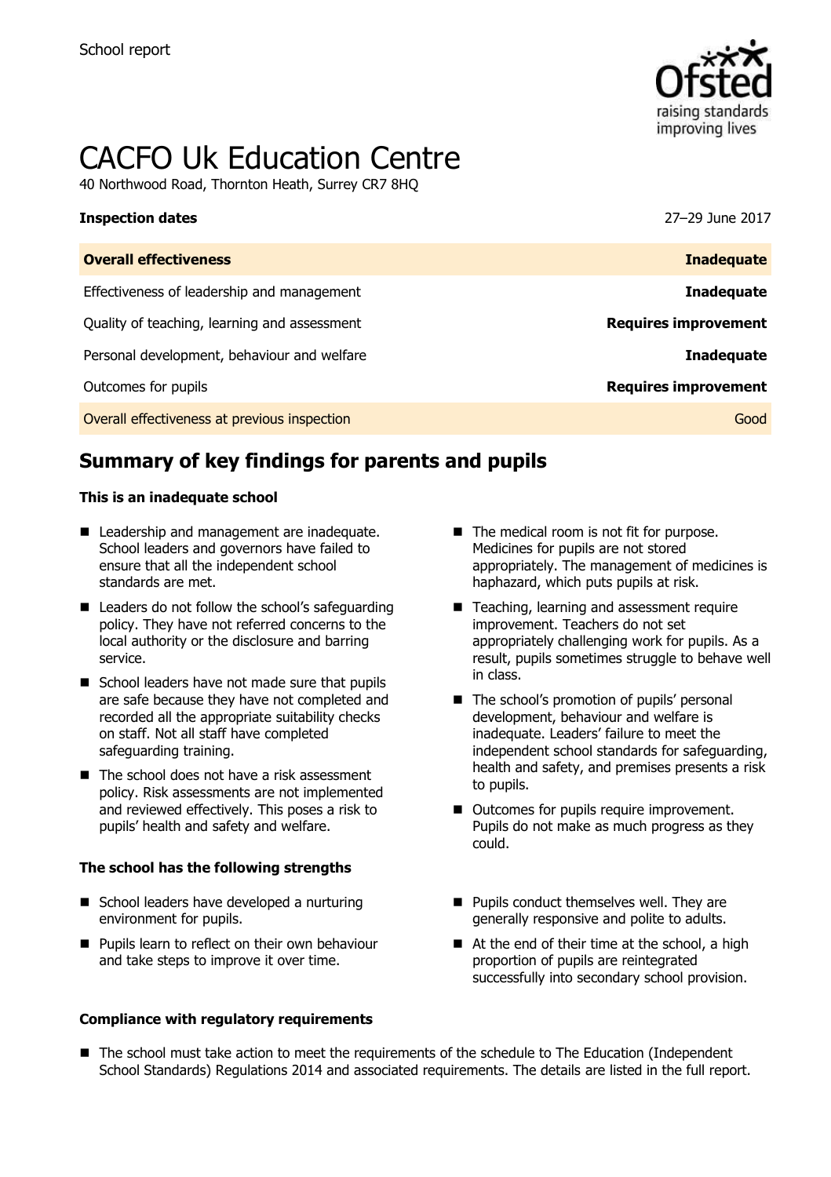School report

# CACFO Uk Education Centre

40 Northwood Road, Thornton Heath, Surrey CR7 8HQ

**Inspection dates** 27–29 June 2017

| **Overall effectiveness** | **Inadequate** |
| --- | --- |
| Effectiveness of leadership and management | **Inadequate** |
| Quality of teaching, learning and assessment | **Requires improvement** |
| Personal development, behaviour and welfare | **Inadequate** |
| Outcomes for pupils | **Requires improvement** |
| Overall effectiveness at previous inspection | Good |

## Summary of key findings for parents and pupils

**This is an inadequate school**

- Leadership and management are inadequate. School leaders and governors have failed to ensure that all the independent school standards are met.
- Leaders do not follow the school's safeguarding policy. They have not referred concerns to the local authority or the disclosure and barring service.
- School leaders have not made sure that pupils are safe because they have not completed and recorded all the appropriate suitability checks on staff. Not all staff have completed safeguarding training.
- The school does not have a risk assessment policy. Risk assessments are not implemented and reviewed effectively. This poses a risk to pupils' health and safety and welfare.
- The medical room is not fit for purpose. Medicines for pupils are not stored appropriately. The management of medicines is haphazard, which puts pupils at risk.
- Teaching, learning and assessment require improvement. Teachers do not set appropriately challenging work for pupils. As a result, pupils sometimes struggle to behave well in class.
- The school's promotion of pupils' personal development, behaviour and welfare is inadequate. Leaders' failure to meet the independent school standards for safeguarding, health and safety, and premises presents a risk to pupils.
- Outcomes for pupils require improvement. Pupils do not make as much progress as they could.

**The school has the following strengths**

- School leaders have developed a nurturing environment for pupils.
- Pupils learn to reflect on their own behaviour and take steps to improve it over time.
- Pupils conduct themselves well. They are generally responsive and polite to adults.
- At the end of their time at the school, a high proportion of pupils are reintegrated successfully into secondary school provision.

**Compliance with regulatory requirements**

- The school must take action to meet the requirements of the schedule to The Education (Independent School Standards) Regulations 2014 and associated requirements. The details are listed in the full report.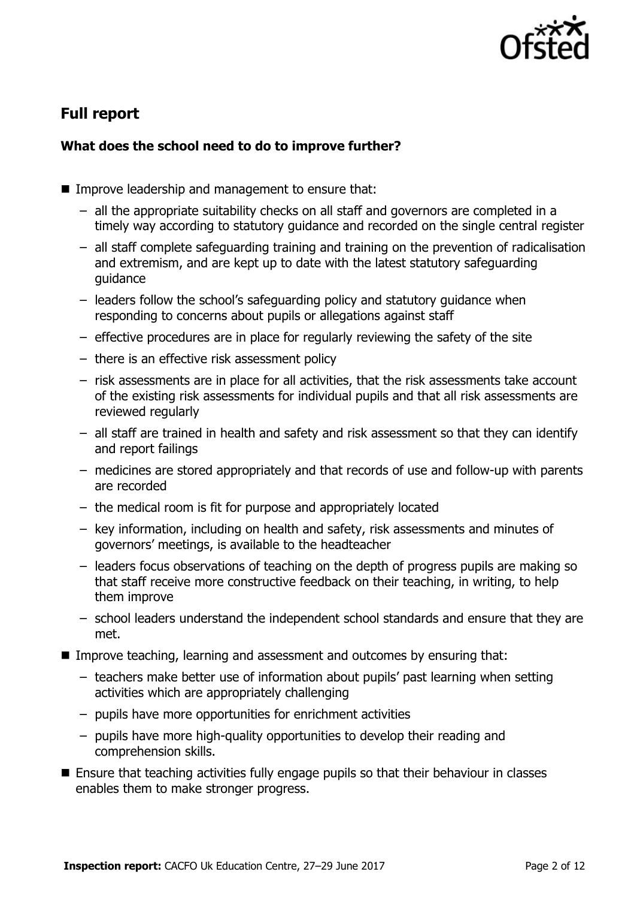## Full report

### What does the school need to do to improve further?

- Improve leadership and management to ensure that:
  - all the appropriate suitability checks on all staff and governors are completed in a timely way according to statutory guidance and recorded on the single central register
  - all staff complete safeguarding training and training on the prevention of radicalisation and extremism, and are kept up to date with the latest statutory safeguarding guidance
  - leaders follow the school's safeguarding policy and statutory guidance when responding to concerns about pupils or allegations against staff
  - effective procedures are in place for regularly reviewing the safety of the site
  - there is an effective risk assessment policy
  - risk assessments are in place for all activities, that the risk assessments take account of the existing risk assessments for individual pupils and that all risk assessments are reviewed regularly
  - all staff are trained in health and safety and risk assessment so that they can identify and report failings
  - medicines are stored appropriately and that records of use and follow-up with parents are recorded
  - the medical room is fit for purpose and appropriately located
  - key information, including on health and safety, risk assessments and minutes of governors' meetings, is available to the headteacher
  - leaders focus observations of teaching on the depth of progress pupils are making so that staff receive more constructive feedback on their teaching, in writing, to help them improve
  - school leaders understand the independent school standards and ensure that they are met.
- Improve teaching, learning and assessment and outcomes by ensuring that:
  - teachers make better use of information about pupils' past learning when setting activities which are appropriately challenging
  - pupils have more opportunities for enrichment activities
  - pupils have more high-quality opportunities to develop their reading and comprehension skills.
- Ensure that teaching activities fully engage pupils so that their behaviour in classes enables them to make stronger progress.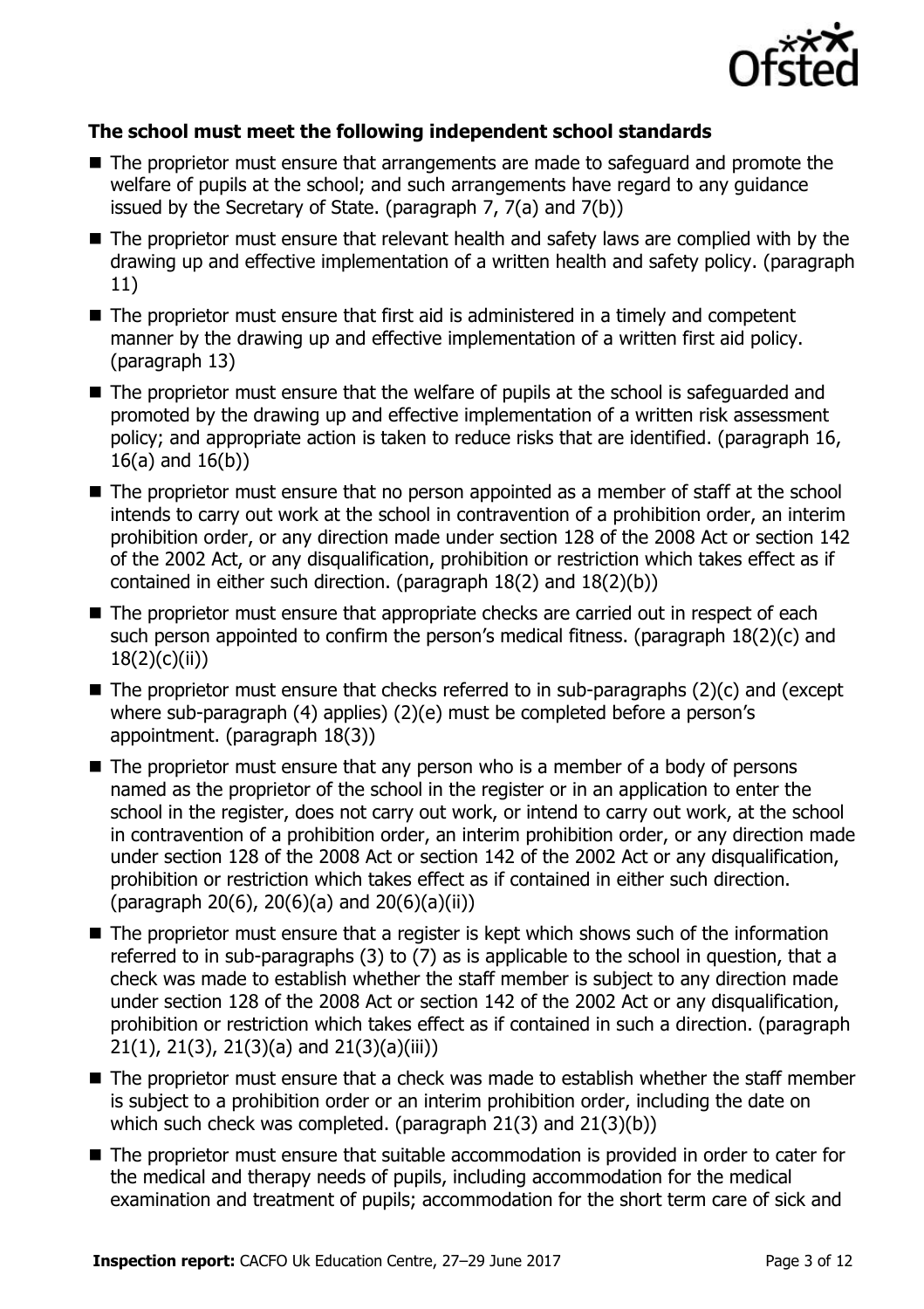**The school must meet the following independent school standards**

- The proprietor must ensure that arrangements are made to safeguard and promote the welfare of pupils at the school; and such arrangements have regard to any guidance issued by the Secretary of State. (paragraph 7, 7(a) and 7(b))
- The proprietor must ensure that relevant health and safety laws are complied with by the drawing up and effective implementation of a written health and safety policy. (paragraph 11)
- The proprietor must ensure that first aid is administered in a timely and competent manner by the drawing up and effective implementation of a written first aid policy. (paragraph 13)
- The proprietor must ensure that the welfare of pupils at the school is safeguarded and promoted by the drawing up and effective implementation of a written risk assessment policy; and appropriate action is taken to reduce risks that are identified. (paragraph 16, 16(a) and 16(b))
- The proprietor must ensure that no person appointed as a member of staff at the school intends to carry out work at the school in contravention of a prohibition order, an interim prohibition order, or any direction made under section 128 of the 2008 Act or section 142 of the 2002 Act, or any disqualification, prohibition or restriction which takes effect as if contained in either such direction. (paragraph 18(2) and 18(2)(b))
- The proprietor must ensure that appropriate checks are carried out in respect of each such person appointed to confirm the person's medical fitness. (paragraph 18(2)(c) and 18(2)(c)(ii))
- The proprietor must ensure that checks referred to in sub-paragraphs (2)(c) and (except where sub-paragraph (4) applies) (2)(e) must be completed before a person's appointment. (paragraph 18(3))
- The proprietor must ensure that any person who is a member of a body of persons named as the proprietor of the school in the register or in an application to enter the school in the register, does not carry out work, or intend to carry out work, at the school in contravention of a prohibition order, an interim prohibition order, or any direction made under section 128 of the 2008 Act or section 142 of the 2002 Act or any disqualification, prohibition or restriction which takes effect as if contained in either such direction. (paragraph 20(6), 20(6)(a) and 20(6)(a)(ii))
- The proprietor must ensure that a register is kept which shows such of the information referred to in sub-paragraphs (3) to (7) as is applicable to the school in question, that a check was made to establish whether the staff member is subject to any direction made under section 128 of the 2008 Act or section 142 of the 2002 Act or any disqualification, prohibition or restriction which takes effect as if contained in such a direction. (paragraph 21(1), 21(3), 21(3)(a) and 21(3)(a)(iii))
- The proprietor must ensure that a check was made to establish whether the staff member is subject to a prohibition order or an interim prohibition order, including the date on which such check was completed. (paragraph 21(3) and 21(3)(b))
- The proprietor must ensure that suitable accommodation is provided in order to cater for the medical and therapy needs of pupils, including accommodation for the medical examination and treatment of pupils; accommodation for the short term care of sick and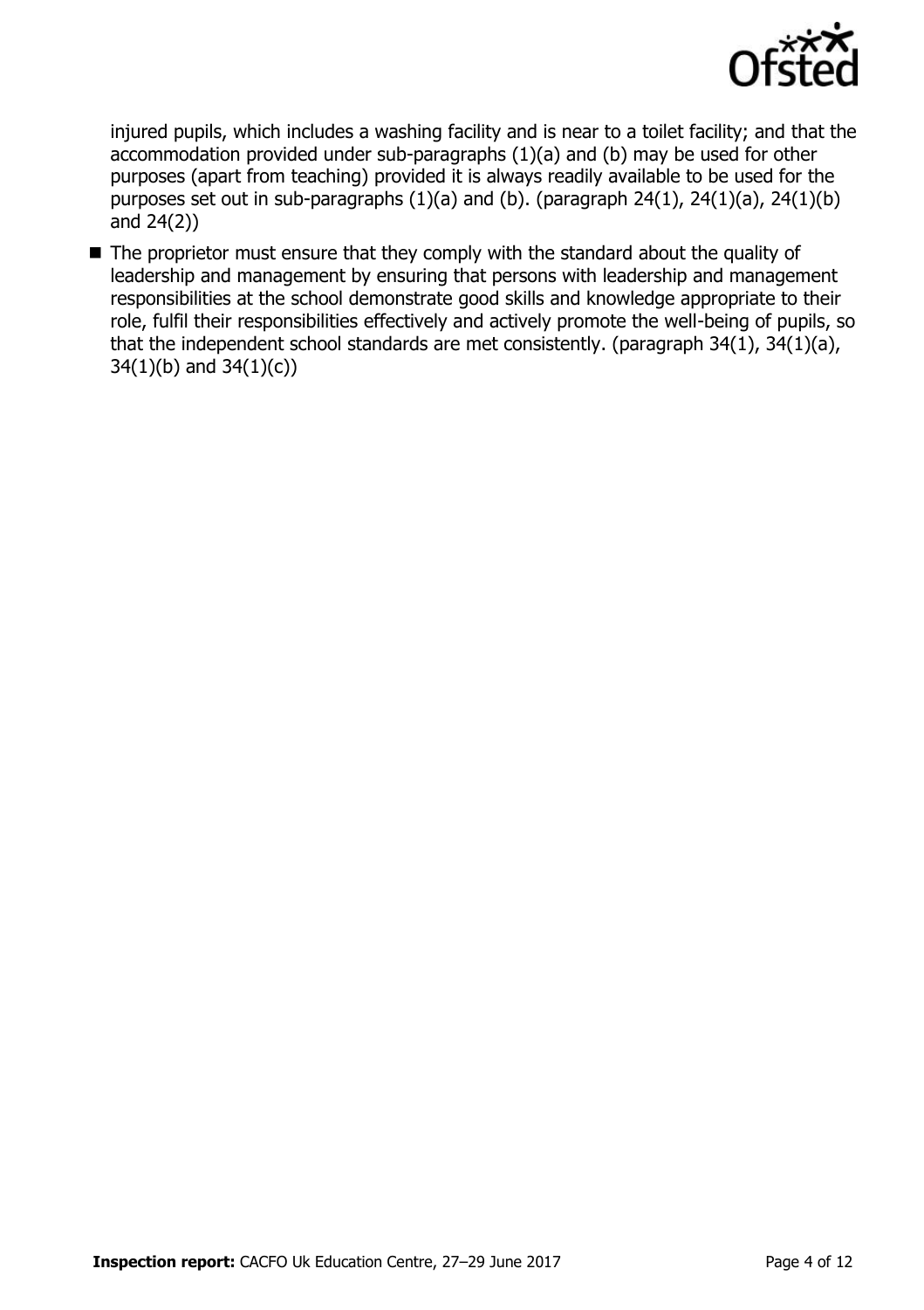injured pupils, which includes a washing facility and is near to a toilet facility; and that the accommodation provided under sub-paragraphs (1)(a) and (b) may be used for other purposes (apart from teaching) provided it is always readily available to be used for the purposes set out in sub-paragraphs (1)(a) and (b). (paragraph 24(1), 24(1)(a), 24(1)(b) and 24(2))

- The proprietor must ensure that they comply with the standard about the quality of leadership and management by ensuring that persons with leadership and management responsibilities at the school demonstrate good skills and knowledge appropriate to their role, fulfil their responsibilities effectively and actively promote the well-being of pupils, so that the independent school standards are met consistently. (paragraph 34(1), 34(1)(a), 34(1)(b) and 34(1)(c))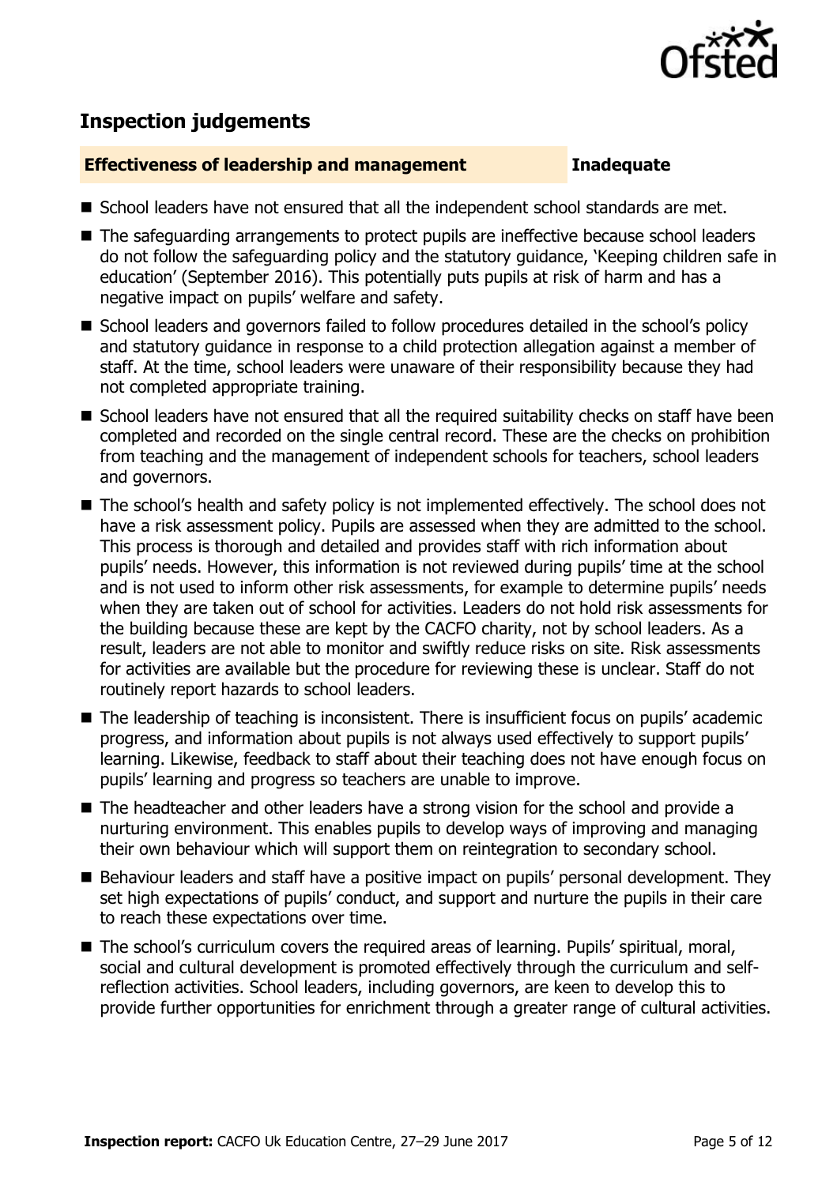## Inspection judgements

### Effectiveness of leadership and management — Inadequate

- School leaders have not ensured that all the independent school standards are met.
- The safeguarding arrangements to protect pupils are ineffective because school leaders do not follow the safeguarding policy and the statutory guidance, 'Keeping children safe in education' (September 2016). This potentially puts pupils at risk of harm and has a negative impact on pupils' welfare and safety.
- School leaders and governors failed to follow procedures detailed in the school's policy and statutory guidance in response to a child protection allegation against a member of staff. At the time, school leaders were unaware of their responsibility because they had not completed appropriate training.
- School leaders have not ensured that all the required suitability checks on staff have been completed and recorded on the single central record. These are the checks on prohibition from teaching and the management of independent schools for teachers, school leaders and governors.
- The school's health and safety policy is not implemented effectively. The school does not have a risk assessment policy. Pupils are assessed when they are admitted to the school. This process is thorough and detailed and provides staff with rich information about pupils' needs. However, this information is not reviewed during pupils' time at the school and is not used to inform other risk assessments, for example to determine pupils' needs when they are taken out of school for activities. Leaders do not hold risk assessments for the building because these are kept by the CACFO charity, not by school leaders. As a result, leaders are not able to monitor and swiftly reduce risks on site. Risk assessments for activities are available but the procedure for reviewing these is unclear. Staff do not routinely report hazards to school leaders.
- The leadership of teaching is inconsistent. There is insufficient focus on pupils' academic progress, and information about pupils is not always used effectively to support pupils' learning. Likewise, feedback to staff about their teaching does not have enough focus on pupils' learning and progress so teachers are unable to improve.
- The headteacher and other leaders have a strong vision for the school and provide a nurturing environment. This enables pupils to develop ways of improving and managing their own behaviour which will support them on reintegration to secondary school.
- Behaviour leaders and staff have a positive impact on pupils' personal development. They set high expectations of pupils' conduct, and support and nurture the pupils in their care to reach these expectations over time.
- The school's curriculum covers the required areas of learning. Pupils' spiritual, moral, social and cultural development is promoted effectively through the curriculum and self-reflection activities. School leaders, including governors, are keen to develop this to provide further opportunities for enrichment through a greater range of cultural activities.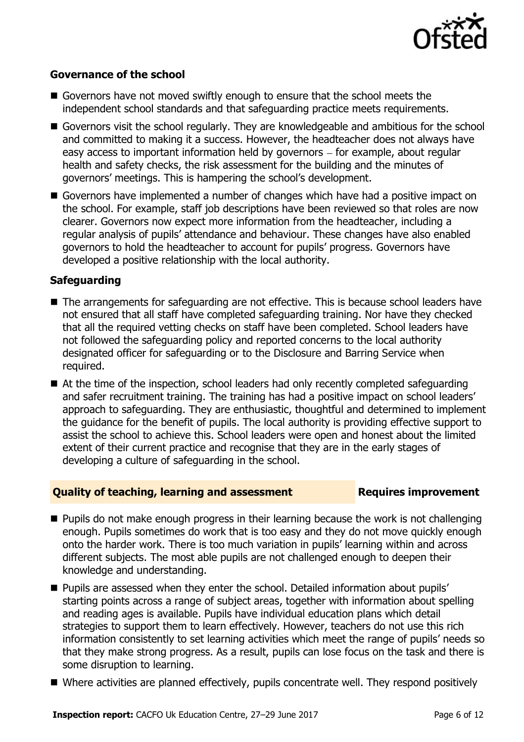### Governance of the school

- Governors have not moved swiftly enough to ensure that the school meets the independent school standards and that safeguarding practice meets requirements.
- Governors visit the school regularly. They are knowledgeable and ambitious for the school and committed to making it a success. However, the headteacher does not always have easy access to important information held by governors – for example, about regular health and safety checks, the risk assessment for the building and the minutes of governors' meetings. This is hampering the school's development.
- Governors have implemented a number of changes which have had a positive impact on the school. For example, staff job descriptions have been reviewed so that roles are now clearer. Governors now expect more information from the headteacher, including a regular analysis of pupils' attendance and behaviour. These changes have also enabled governors to hold the headteacher to account for pupils' progress. Governors have developed a positive relationship with the local authority.

### Safeguarding

- The arrangements for safeguarding are not effective. This is because school leaders have not ensured that all staff have completed safeguarding training. Nor have they checked that all the required vetting checks on staff have been completed. School leaders have not followed the safeguarding policy and reported concerns to the local authority designated officer for safeguarding or to the Disclosure and Barring Service when required.
- At the time of the inspection, school leaders had only recently completed safeguarding and safer recruitment training. The training has had a positive impact on school leaders' approach to safeguarding. They are enthusiastic, thoughtful and determined to implement the guidance for the benefit of pupils. The local authority is providing effective support to assist the school to achieve this. School leaders were open and honest about the limited extent of their current practice and recognise that they are in the early stages of developing a culture of safeguarding in the school.

## Quality of teaching, learning and assessment — Requires improvement

- Pupils do not make enough progress in their learning because the work is not challenging enough. Pupils sometimes do work that is too easy and they do not move quickly enough onto the harder work. There is too much variation in pupils' learning within and across different subjects. The most able pupils are not challenged enough to deepen their knowledge and understanding.
- Pupils are assessed when they enter the school. Detailed information about pupils' starting points across a range of subject areas, together with information about spelling and reading ages is available. Pupils have individual education plans which detail strategies to support them to learn effectively. However, teachers do not use this rich information consistently to set learning activities which meet the range of pupils' needs so that they make strong progress. As a result, pupils can lose focus on the task and there is some disruption to learning.
- Where activities are planned effectively, pupils concentrate well. They respond positively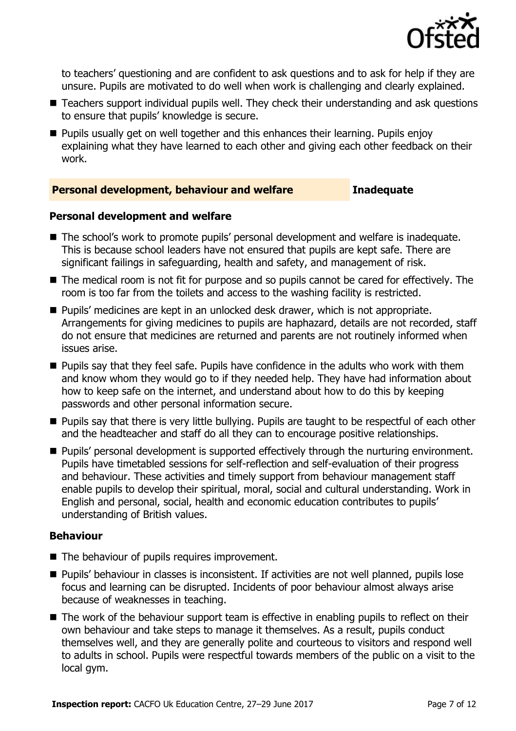to teachers' questioning and are confident to ask questions and to ask for help if they are unsure. Pupils are motivated to do well when work is challenging and clearly explained.

- Teachers support individual pupils well. They check their understanding and ask questions to ensure that pupils' knowledge is secure.
- Pupils usually get on well together and this enhances their learning. Pupils enjoy explaining what they have learned to each other and giving each other feedback on their work.

## Personal development, behaviour and welfare — Inadequate

### Personal development and welfare

- The school's work to promote pupils' personal development and welfare is inadequate. This is because school leaders have not ensured that pupils are kept safe. There are significant failings in safeguarding, health and safety, and management of risk.
- The medical room is not fit for purpose and so pupils cannot be cared for effectively. The room is too far from the toilets and access to the washing facility is restricted.
- Pupils' medicines are kept in an unlocked desk drawer, which is not appropriate. Arrangements for giving medicines to pupils are haphazard, details are not recorded, staff do not ensure that medicines are returned and parents are not routinely informed when issues arise.
- Pupils say that they feel safe. Pupils have confidence in the adults who work with them and know whom they would go to if they needed help. They have had information about how to keep safe on the internet, and understand about how to do this by keeping passwords and other personal information secure.
- Pupils say that there is very little bullying. Pupils are taught to be respectful of each other and the headteacher and staff do all they can to encourage positive relationships.
- Pupils' personal development is supported effectively through the nurturing environment. Pupils have timetabled sessions for self-reflection and self-evaluation of their progress and behaviour. These activities and timely support from behaviour management staff enable pupils to develop their spiritual, moral, social and cultural understanding. Work in English and personal, social, health and economic education contributes to pupils' understanding of British values.

### Behaviour

- The behaviour of pupils requires improvement.
- Pupils' behaviour in classes is inconsistent. If activities are not well planned, pupils lose focus and learning can be disrupted. Incidents of poor behaviour almost always arise because of weaknesses in teaching.
- The work of the behaviour support team is effective in enabling pupils to reflect on their own behaviour and take steps to manage it themselves. As a result, pupils conduct themselves well, and they are generally polite and courteous to visitors and respond well to adults in school. Pupils were respectful towards members of the public on a visit to the local gym.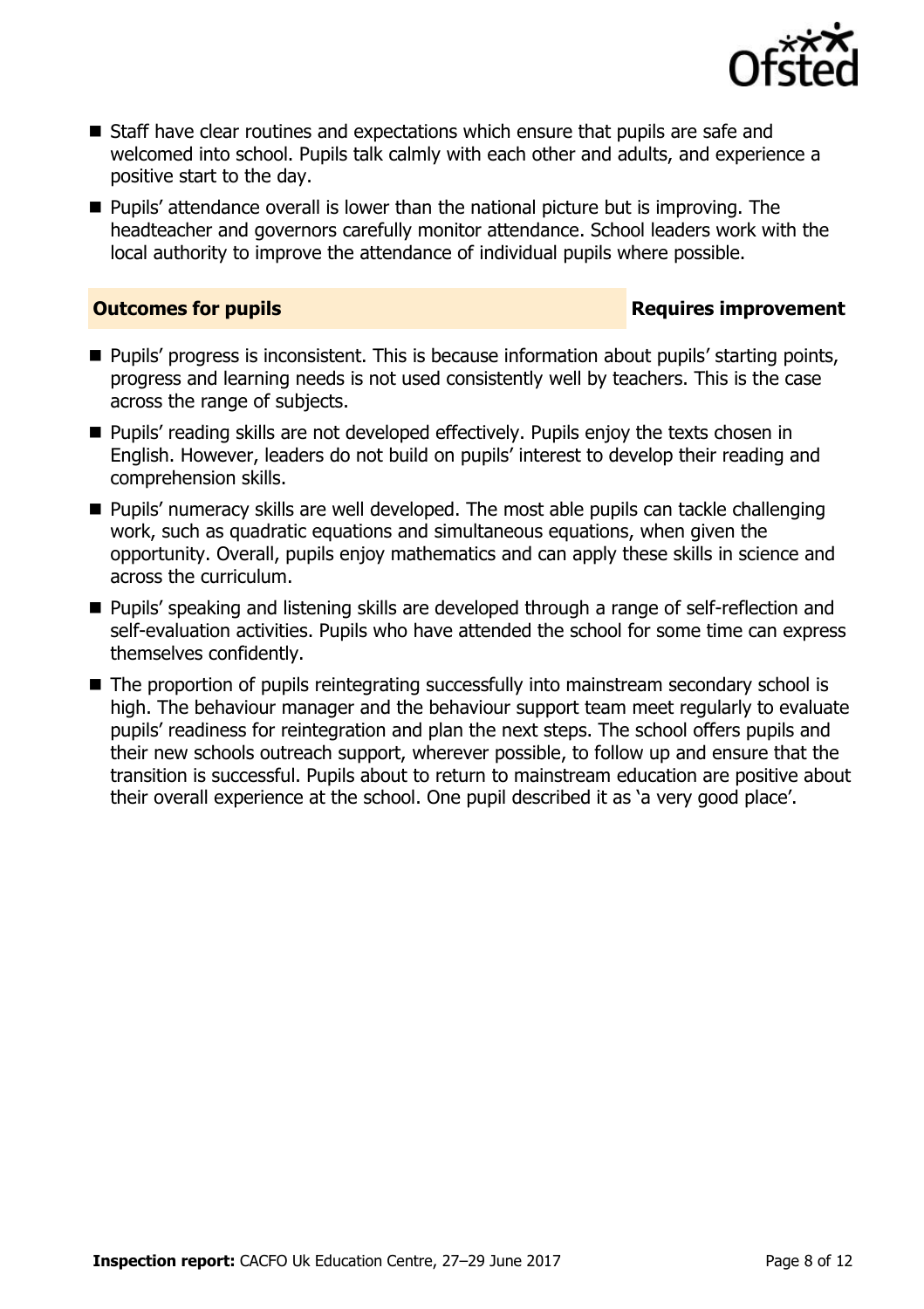- Staff have clear routines and expectations which ensure that pupils are safe and welcomed into school. Pupils talk calmly with each other and adults, and experience a positive start to the day.
- Pupils' attendance overall is lower than the national picture but is improving. The headteacher and governors carefully monitor attendance. School leaders work with the local authority to improve the attendance of individual pupils where possible.

### Outcomes for pupils — Requires improvement

- Pupils' progress is inconsistent. This is because information about pupils' starting points, progress and learning needs is not used consistently well by teachers. This is the case across the range of subjects.
- Pupils' reading skills are not developed effectively. Pupils enjoy the texts chosen in English. However, leaders do not build on pupils' interest to develop their reading and comprehension skills.
- Pupils' numeracy skills are well developed. The most able pupils can tackle challenging work, such as quadratic equations and simultaneous equations, when given the opportunity. Overall, pupils enjoy mathematics and can apply these skills in science and across the curriculum.
- Pupils' speaking and listening skills are developed through a range of self-reflection and self-evaluation activities. Pupils who have attended the school for some time can express themselves confidently.
- The proportion of pupils reintegrating successfully into mainstream secondary school is high. The behaviour manager and the behaviour support team meet regularly to evaluate pupils' readiness for reintegration and plan the next steps. The school offers pupils and their new schools outreach support, wherever possible, to follow up and ensure that the transition is successful. Pupils about to return to mainstream education are positive about their overall experience at the school. One pupil described it as 'a very good place'.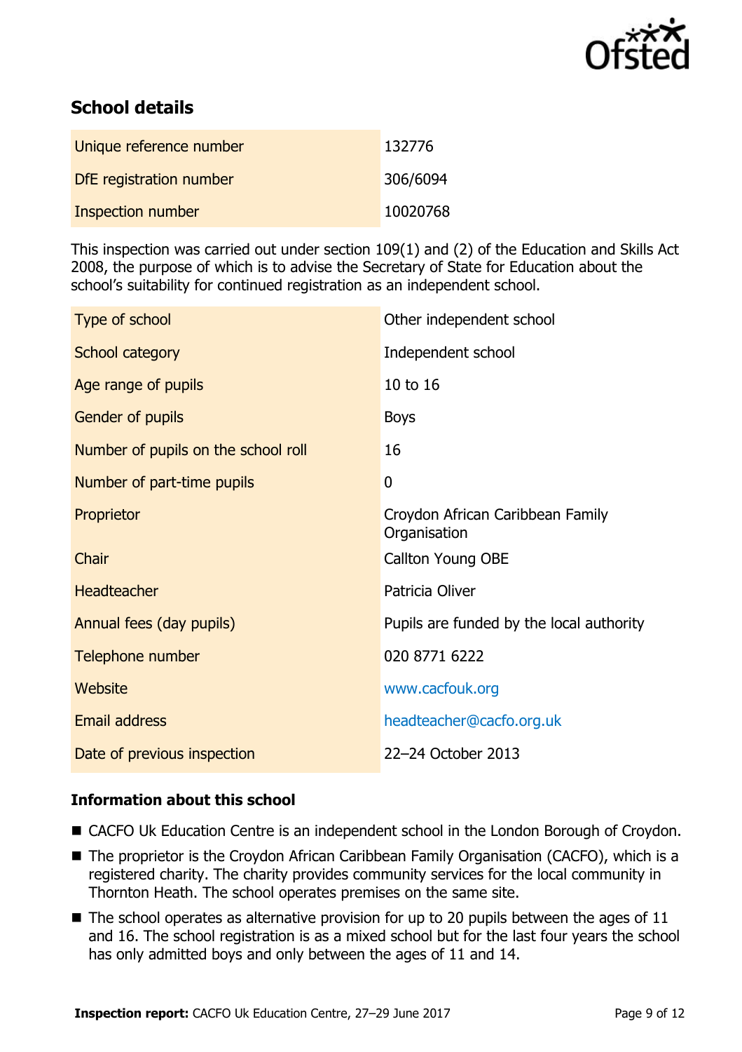## School details

| | |
|---|---|
| Unique reference number | 132776 |
| DfE registration number | 306/6094 |
| Inspection number | 10020768 |

This inspection was carried out under section 109(1) and (2) of the Education and Skills Act 2008, the purpose of which is to advise the Secretary of State for Education about the school's suitability for continued registration as an independent school.

| | |
|---|---|
| Type of school | Other independent school |
| School category | Independent school |
| Age range of pupils | 10 to 16 |
| Gender of pupils | Boys |
| Number of pupils on the school roll | 16 |
| Number of part-time pupils | 0 |
| Proprietor | Croydon African Caribbean Family Organisation |
| Chair | Callton Young OBE |
| Headteacher | Patricia Oliver |
| Annual fees (day pupils) | Pupils are funded by the local authority |
| Telephone number | 020 8771 6222 |
| Website | www.cacfouk.org |
| Email address | headteacher@cacfo.org.uk |
| Date of previous inspection | 22–24 October 2013 |

### Information about this school

- CACFO Uk Education Centre is an independent school in the London Borough of Croydon.
- The proprietor is the Croydon African Caribbean Family Organisation (CACFO), which is a registered charity. The charity provides community services for the local community in Thornton Heath. The school operates premises on the same site.
- The school operates as alternative provision for up to 20 pupils between the ages of 11 and 16. The school registration is as a mixed school but for the last four years the school has only admitted boys and only between the ages of 11 and 14.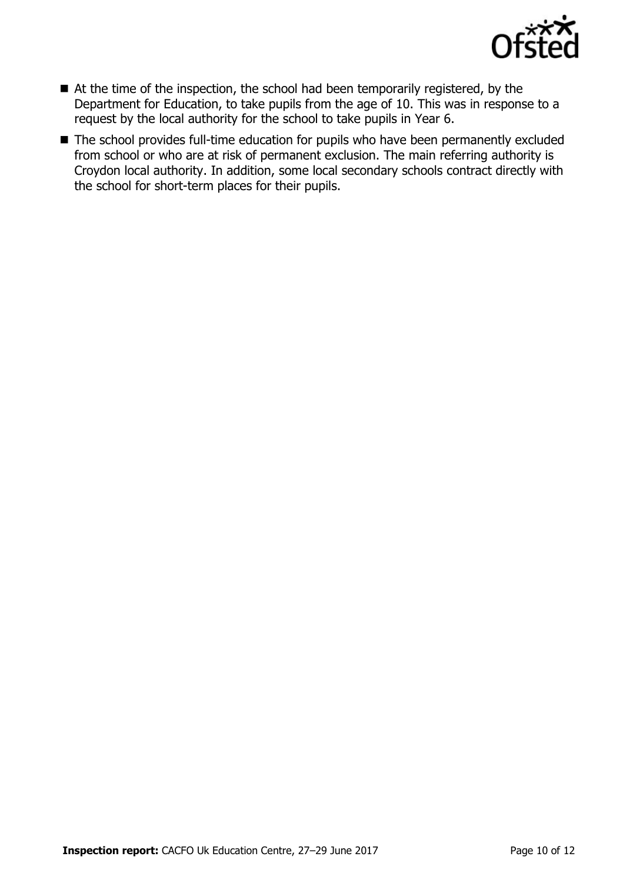- At the time of the inspection, the school had been temporarily registered, by the Department for Education, to take pupils from the age of 10. This was in response to a request by the local authority for the school to take pupils in Year 6.
- The school provides full-time education for pupils who have been permanently excluded from school or who are at risk of permanent exclusion. The main referring authority is Croydon local authority. In addition, some local secondary schools contract directly with the school for short-term places for their pupils.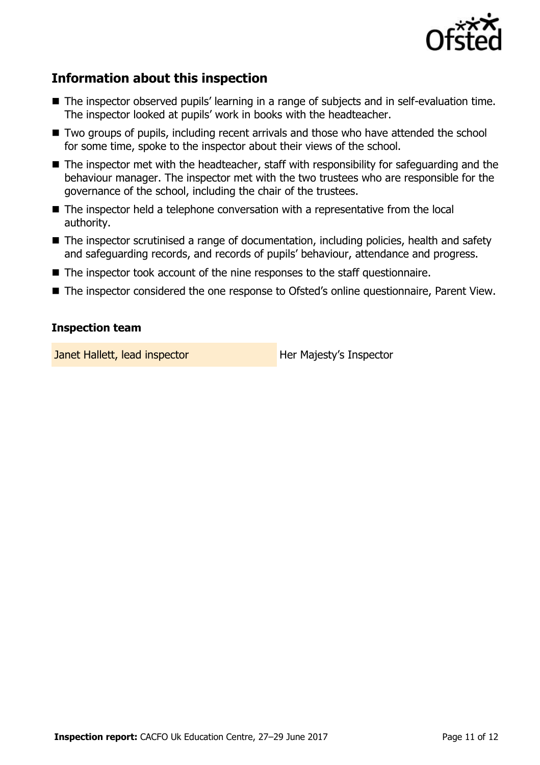## Information about this inspection

- The inspector observed pupils' learning in a range of subjects and in self-evaluation time. The inspector looked at pupils' work in books with the headteacher.
- Two groups of pupils, including recent arrivals and those who have attended the school for some time, spoke to the inspector about their views of the school.
- The inspector met with the headteacher, staff with responsibility for safeguarding and the behaviour manager. The inspector met with the two trustees who are responsible for the governance of the school, including the chair of the trustees.
- The inspector held a telephone conversation with a representative from the local authority.
- The inspector scrutinised a range of documentation, including policies, health and safety and safeguarding records, and records of pupils' behaviour, attendance and progress.
- The inspector took account of the nine responses to the staff questionnaire.
- The inspector considered the one response to Ofsted's online questionnaire, Parent View.

### Inspection team

| | |
|---|---|
| Janet Hallett, lead inspector | Her Majesty's Inspector |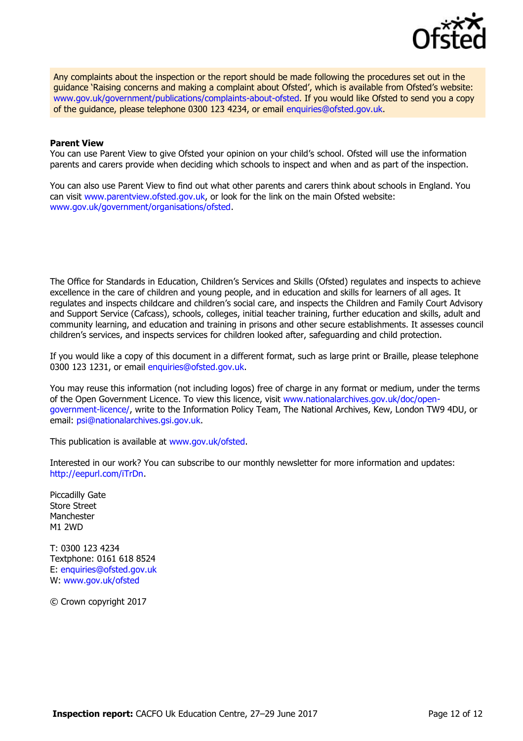Any complaints about the inspection or the report should be made following the procedures set out in the guidance 'Raising concerns and making a complaint about Ofsted', which is available from Ofsted's website: www.gov.uk/government/publications/complaints-about-ofsted. If you would like Ofsted to send you a copy of the guidance, please telephone 0300 123 4234, or email enquiries@ofsted.gov.uk.

**Parent View**

You can use Parent View to give Ofsted your opinion on your child's school. Ofsted will use the information parents and carers provide when deciding which schools to inspect and when and as part of the inspection.

You can also use Parent View to find out what other parents and carers think about schools in England. You can visit www.parentview.ofsted.gov.uk, or look for the link on the main Ofsted website: www.gov.uk/government/organisations/ofsted.

The Office for Standards in Education, Children's Services and Skills (Ofsted) regulates and inspects to achieve excellence in the care of children and young people, and in education and skills for learners of all ages. It regulates and inspects childcare and children's social care, and inspects the Children and Family Court Advisory and Support Service (Cafcass), schools, colleges, initial teacher training, further education and skills, adult and community learning, and education and training in prisons and other secure establishments. It assesses council children's services, and inspects services for children looked after, safeguarding and child protection.

If you would like a copy of this document in a different format, such as large print or Braille, please telephone 0300 123 1231, or email enquiries@ofsted.gov.uk.

You may reuse this information (not including logos) free of charge in any format or medium, under the terms of the Open Government Licence. To view this licence, visit www.nationalarchives.gov.uk/doc/open-government-licence/, write to the Information Policy Team, The National Archives, Kew, London TW9 4DU, or email: psi@nationalarchives.gsi.gov.uk.

This publication is available at www.gov.uk/ofsted.

Interested in our work? You can subscribe to our monthly newsletter for more information and updates: http://eepurl.com/iTrDn.

Piccadilly Gate
Store Street
Manchester
M1 2WD

T: 0300 123 4234
Textphone: 0161 618 8524
E: enquiries@ofsted.gov.uk
W: www.gov.uk/ofsted

© Crown copyright 2017